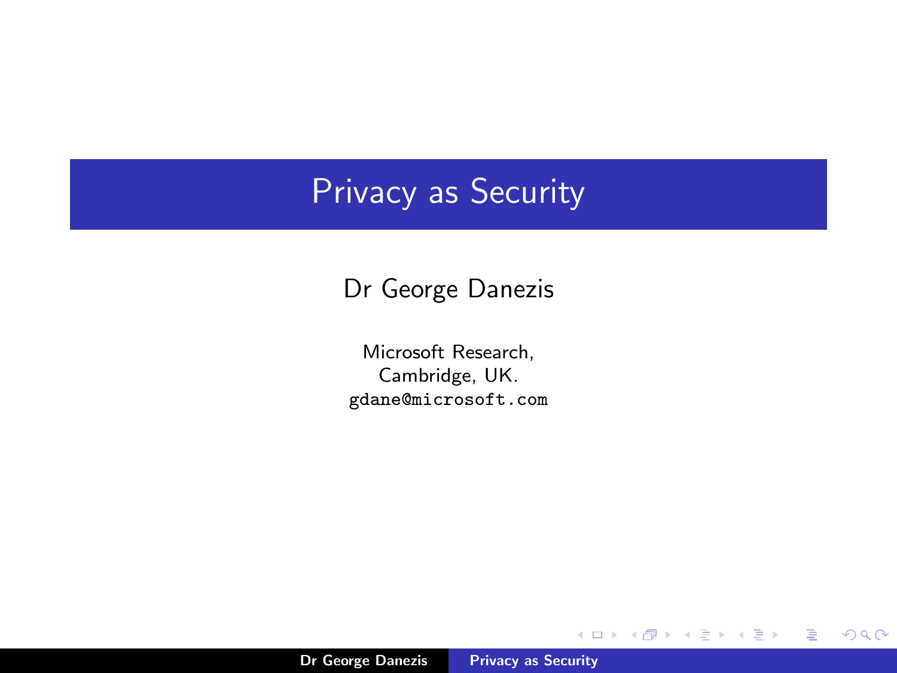# Privacy as Security

Dr George Danezis

Microsoft Research,
Cambridge, UK.
gdane@microsoft.com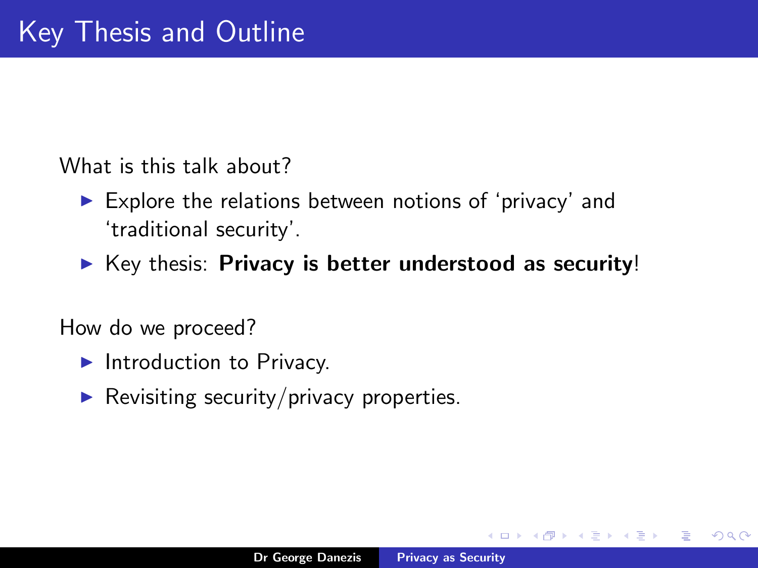# Key Thesis and Outline

What is this talk about?

- Explore the relations between notions of 'privacy' and 'traditional security'.
- Key thesis: **Privacy is better understood as security**!

How do we proceed?

- Introduction to Privacy.
- Revisiting security/privacy properties.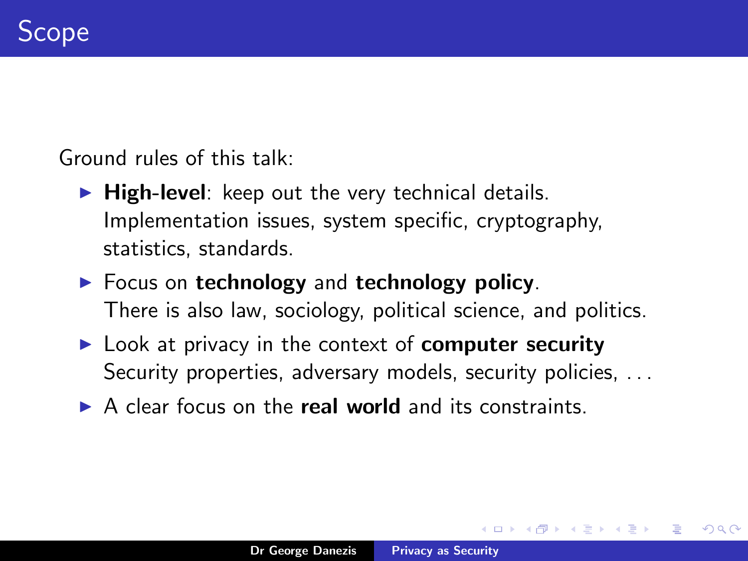# Scope

Ground rules of this talk:

- **High-level**: keep out the very technical details.
  Implementation issues, system specific, cryptography, statistics, standards.
- Focus on **technology** and **technology policy**.
  There is also law, sociology, political science, and politics.
- Look at privacy in the context of **computer security**
  Security properties, adversary models, security policies, ...
- A clear focus on the **real world** and its constraints.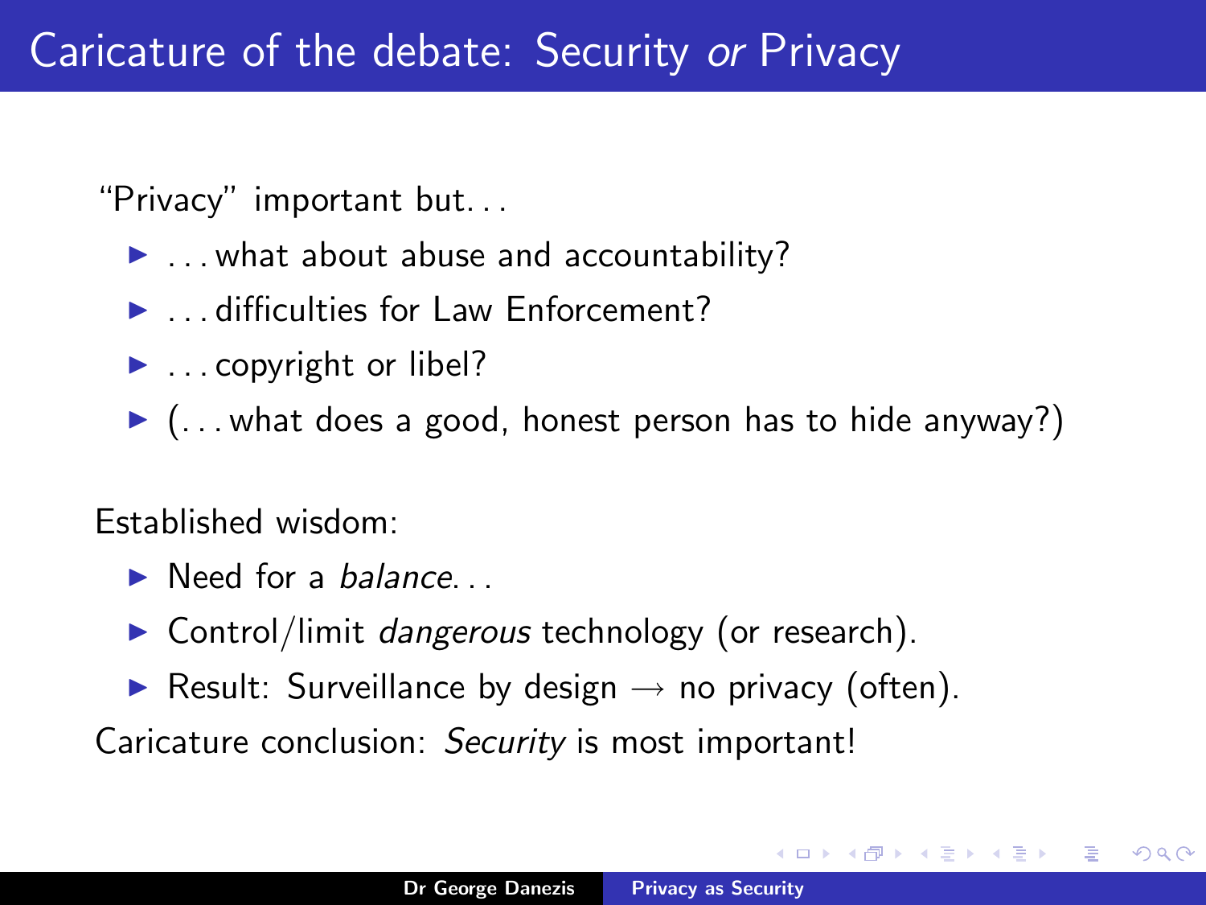# Caricature of the debate: Security *or* Privacy

"Privacy" important but...

- ...what about abuse and accountability?
- ...difficulties for Law Enforcement?
- ...copyright or libel?
- (...what does a good, honest person has to hide anyway?)

Established wisdom:

- Need for a *balance*...
- Control/limit *dangerous* technology (or research).
- Result: Surveillance by design → no privacy (often).

Caricature conclusion: *Security* is most important!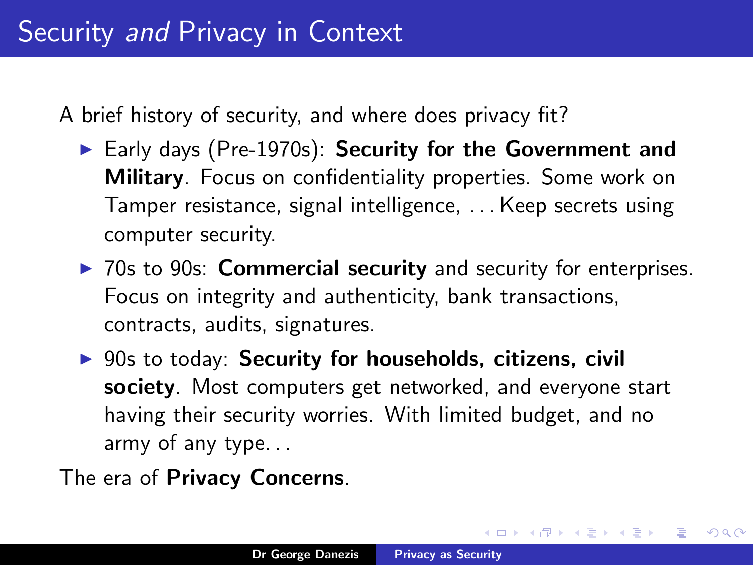# Security *and* Privacy in Context

A brief history of security, and where does privacy fit?

- Early days (Pre-1970s): **Security for the Government and Military**. Focus on confidentiality properties. Some work on Tamper resistance, signal intelligence, . . . Keep secrets using computer security.
- 70s to 90s: **Commercial security** and security for enterprises. Focus on integrity and authenticity, bank transactions, contracts, audits, signatures.
- 90s to today: **Security for households, citizens, civil society**. Most computers get networked, and everyone start having their security worries. With limited budget, and no army of any type. . .

The era of **Privacy Concerns**.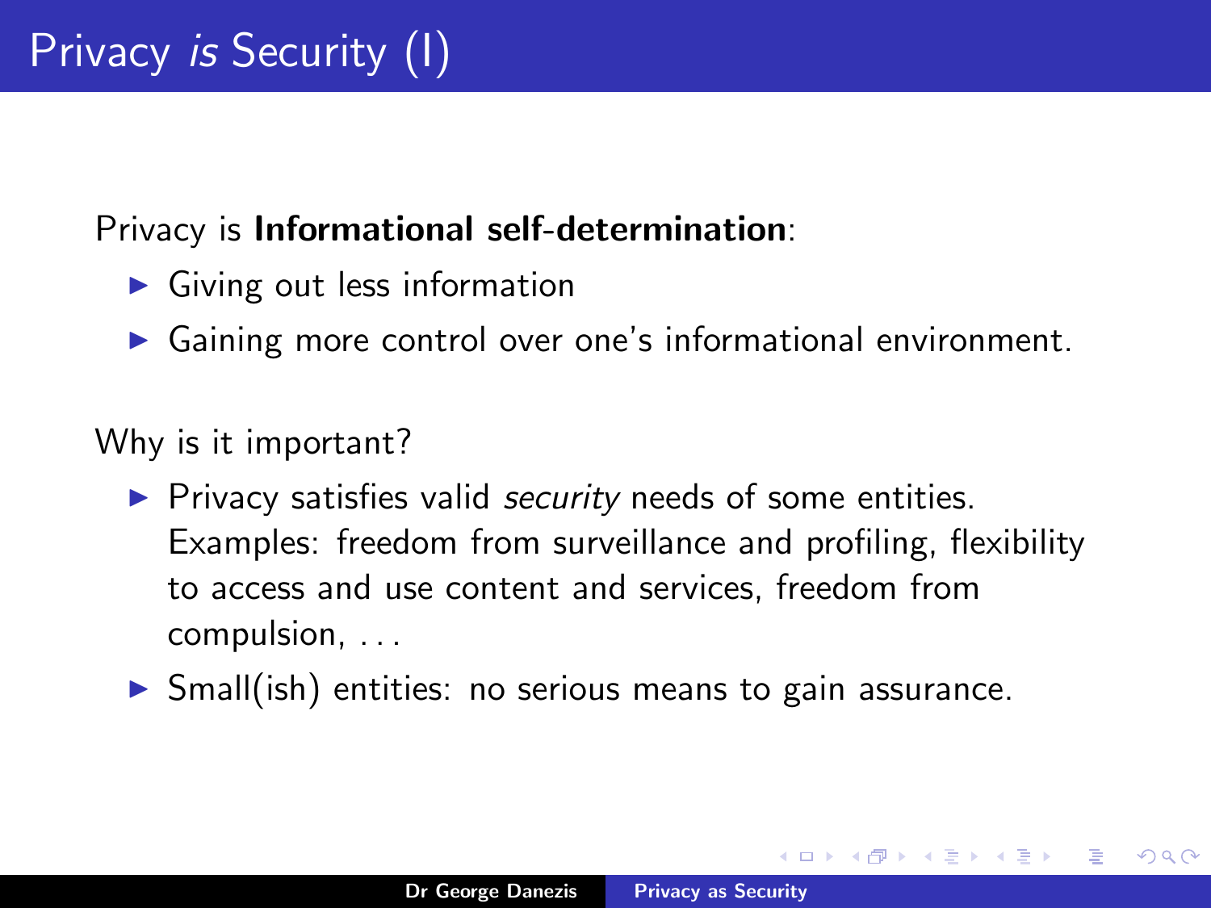# Privacy *is* Security (I)

Privacy is **Informational self-determination**:

- Giving out less information
- Gaining more control over one's informational environment.

Why is it important?

- Privacy satisfies valid *security* needs of some entities. Examples: freedom from surveillance and profiling, flexibility to access and use content and services, freedom from compulsion, . . .
- Small(ish) entities: no serious means to gain assurance.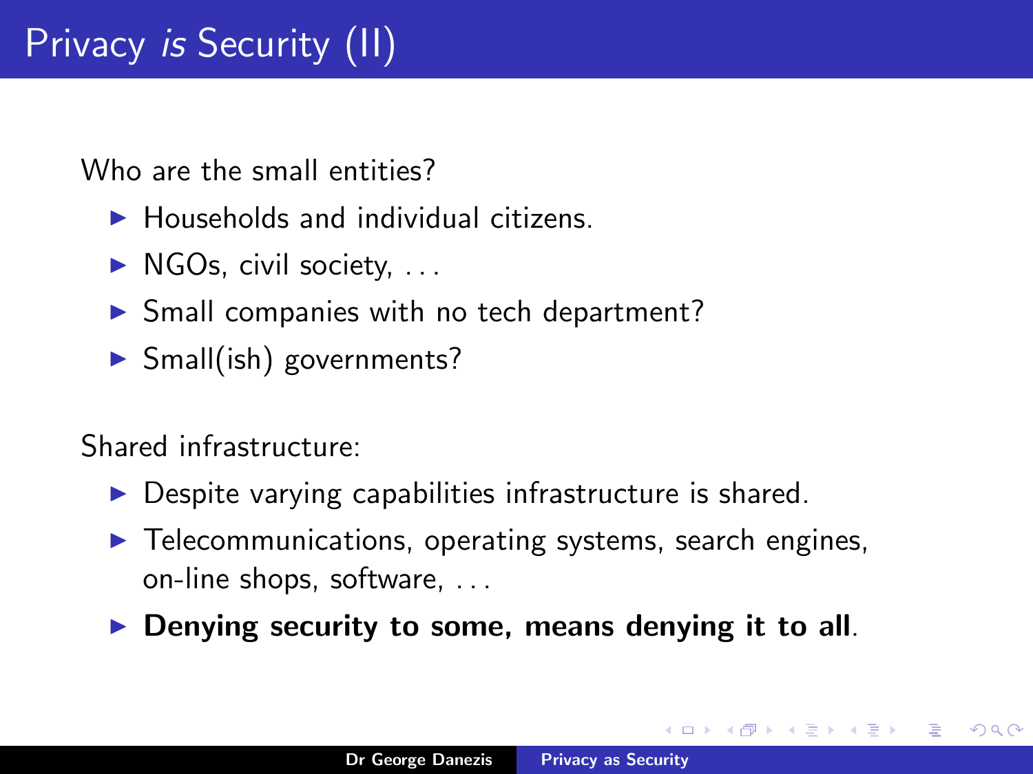# Privacy *is* Security (II)

Who are the small entities?

- Households and individual citizens.
- NGOs, civil society, ...
- Small companies with no tech department?
- Small(ish) governments?

Shared infrastructure:

- Despite varying capabilities infrastructure is shared.
- Telecommunications, operating systems, search engines, on-line shops, software, ...
- **Denying security to some, means denying it to all**.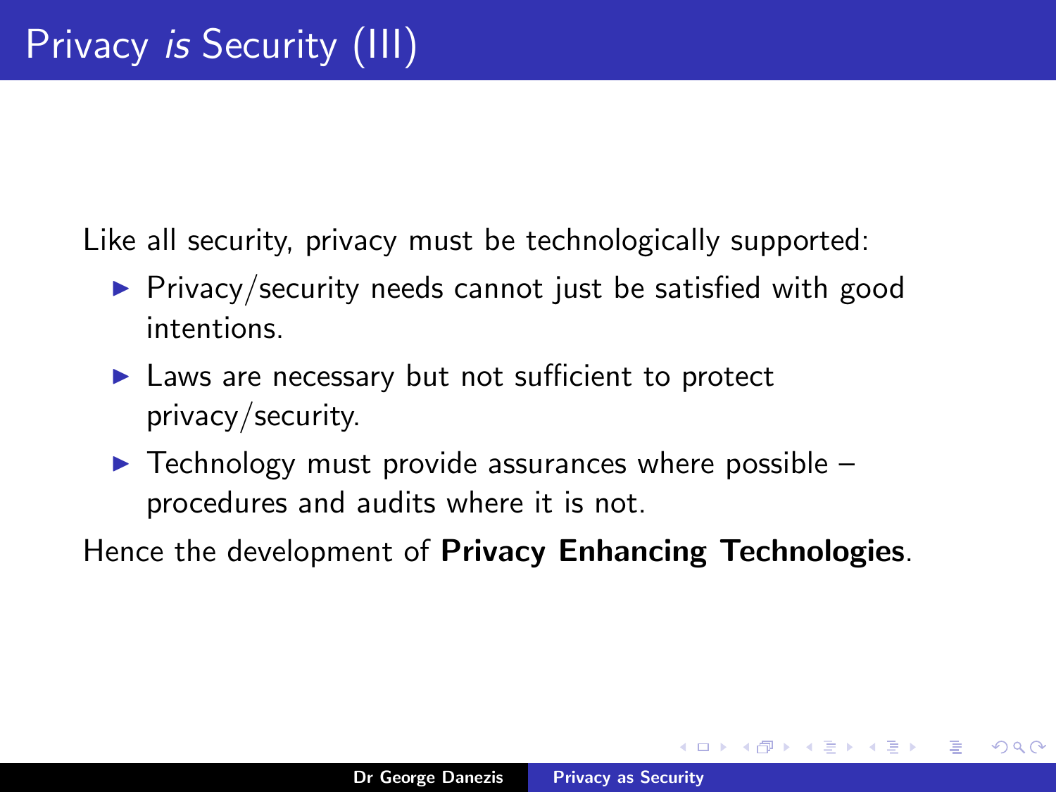# Privacy *is* Security (III)

Like all security, privacy must be technologically supported:

- Privacy/security needs cannot just be satisfied with good intentions.
- Laws are necessary but not sufficient to protect privacy/security.
- Technology must provide assurances where possible – procedures and audits where it is not.

Hence the development of **Privacy Enhancing Technologies**.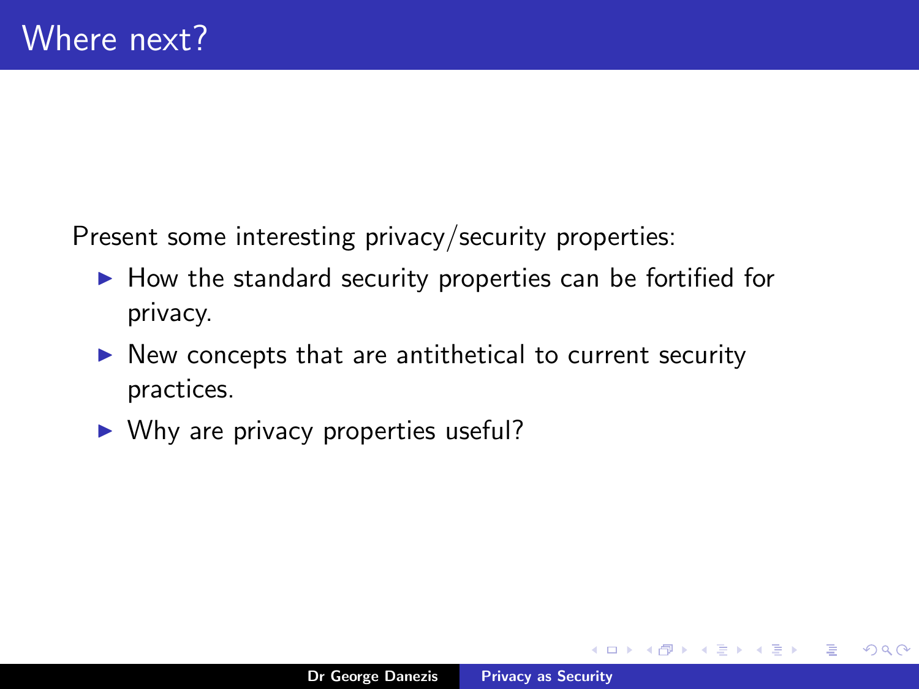# Where next?

Present some interesting privacy/security properties:

- How the standard security properties can be fortified for privacy.
- New concepts that are antithetical to current security practices.
- Why are privacy properties useful?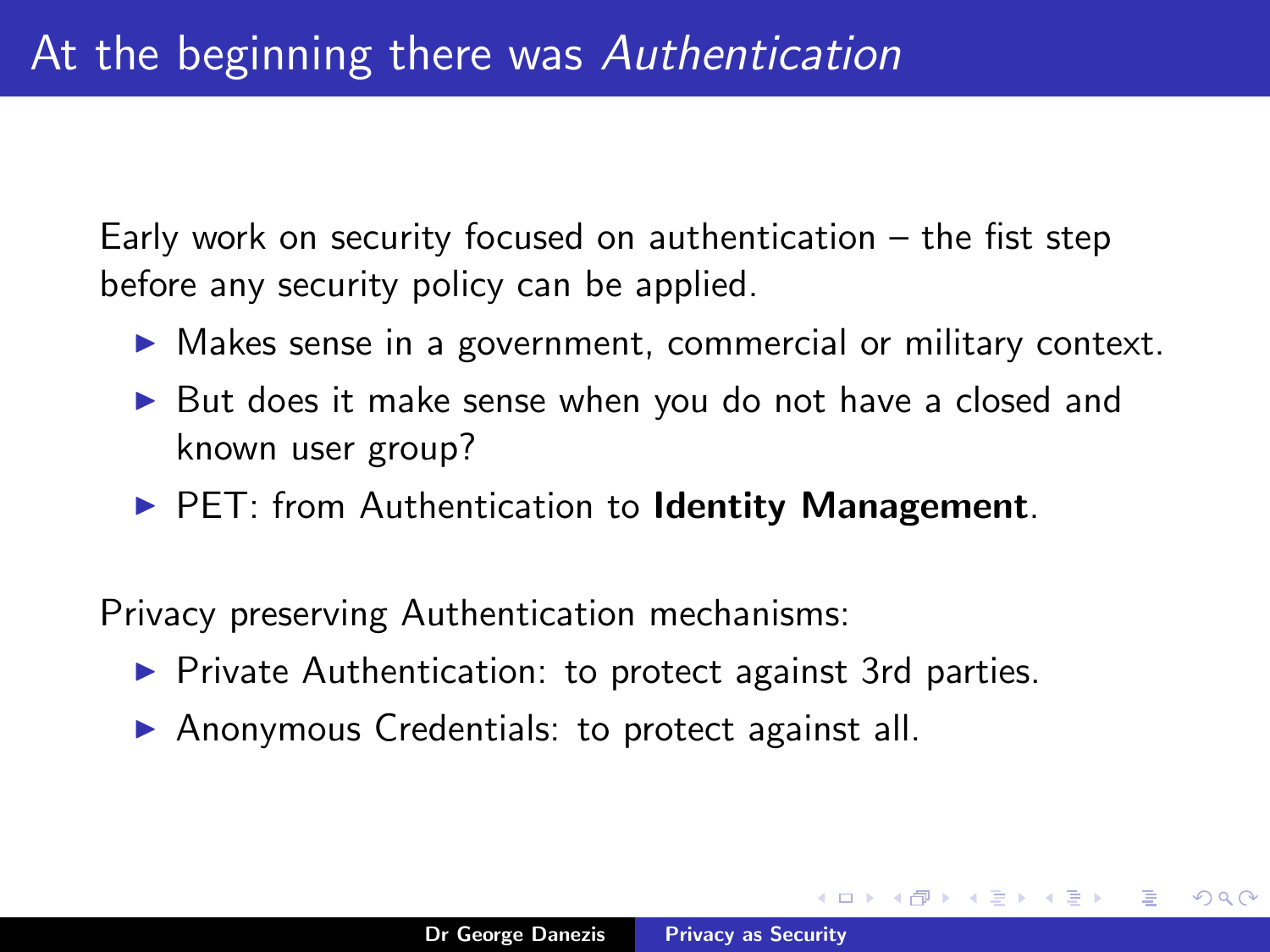# At the beginning there was *Authentication*

Early work on security focused on authentication – the fist step before any security policy can be applied.

- Makes sense in a government, commercial or military context.
- But does it make sense when you do not have a closed and known user group?
- PET: from Authentication to **Identity Management**.

Privacy preserving Authentication mechanisms:

- Private Authentication: to protect against 3rd parties.
- Anonymous Credentials: to protect against all.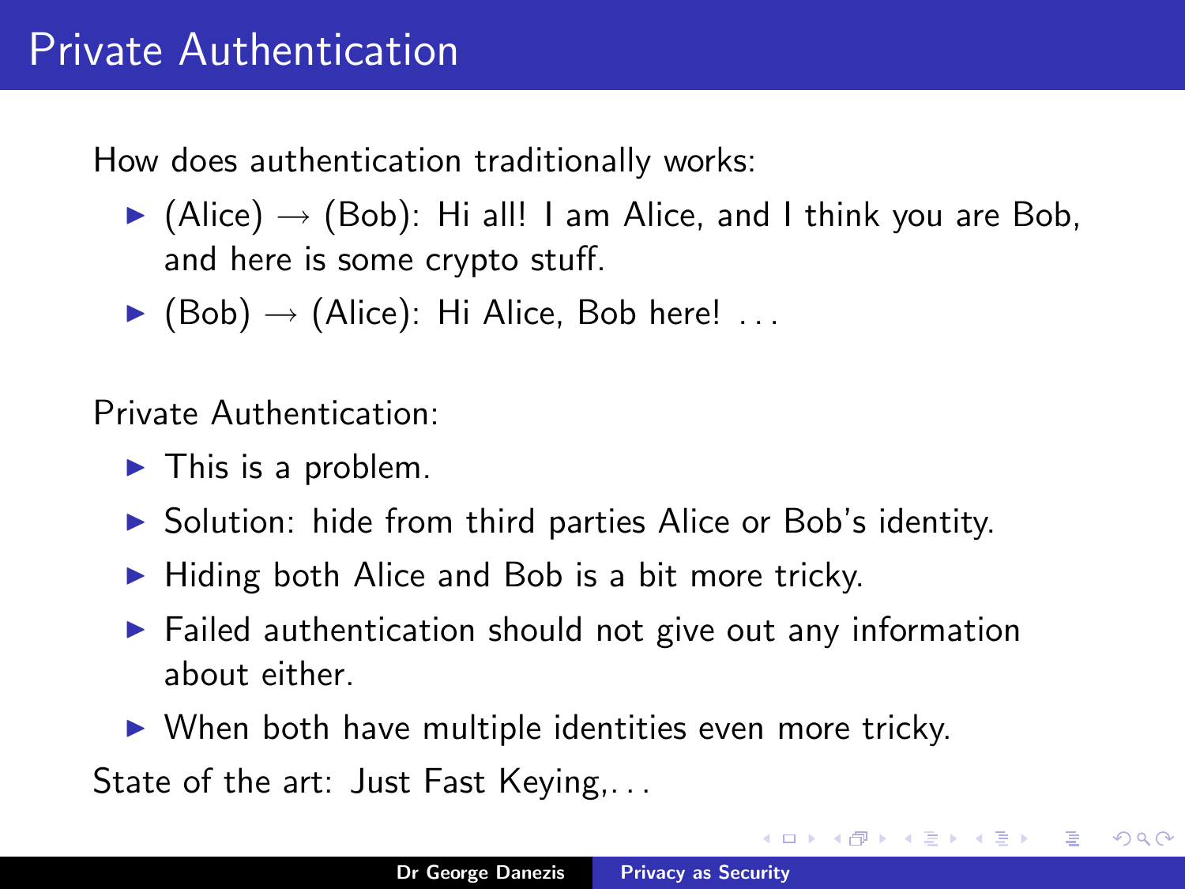# Private Authentication

How does authentication traditionally works:

- (Alice) $\rightarrow$ (Bob): Hi all! I am Alice, and I think you are Bob, and here is some crypto stuff.
- (Bob) $\rightarrow$ (Alice): Hi Alice, Bob here! . . .

Private Authentication:

- This is a problem.
- Solution: hide from third parties Alice or Bob's identity.
- Hiding both Alice and Bob is a bit more tricky.
- Failed authentication should not give out any information about either.
- When both have multiple identities even more tricky.

State of the art: Just Fast Keying,. . .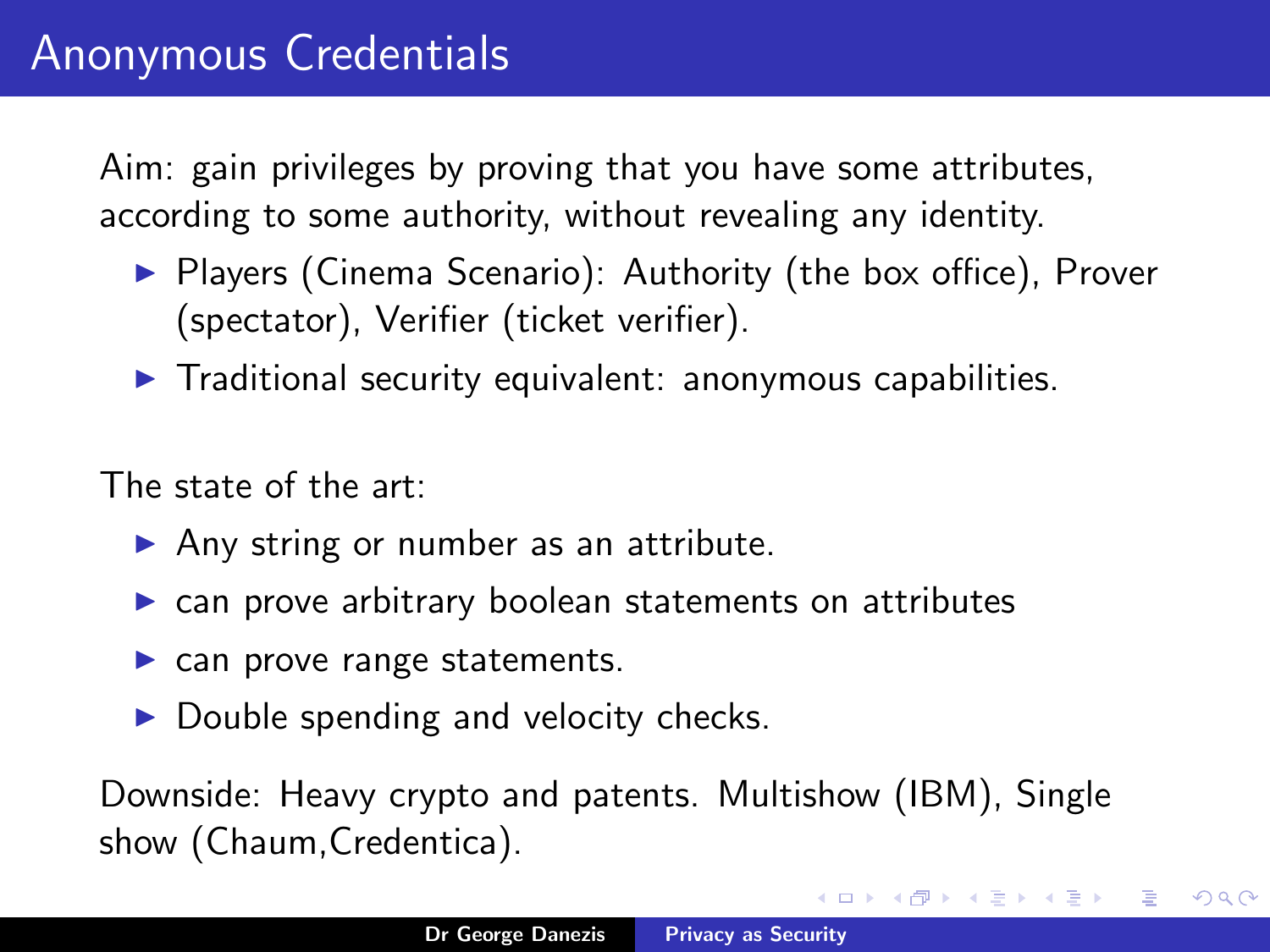# Anonymous Credentials

Aim: gain privileges by proving that you have some attributes, according to some authority, without revealing any identity.

- Players (Cinema Scenario): Authority (the box office), Prover (spectator), Verifier (ticket verifier).
- Traditional security equivalent: anonymous capabilities.

The state of the art:

- Any string or number as an attribute.
- can prove arbitrary boolean statements on attributes
- can prove range statements.
- Double spending and velocity checks.

Downside: Heavy crypto and patents. Multishow (IBM), Single show (Chaum,Credentica).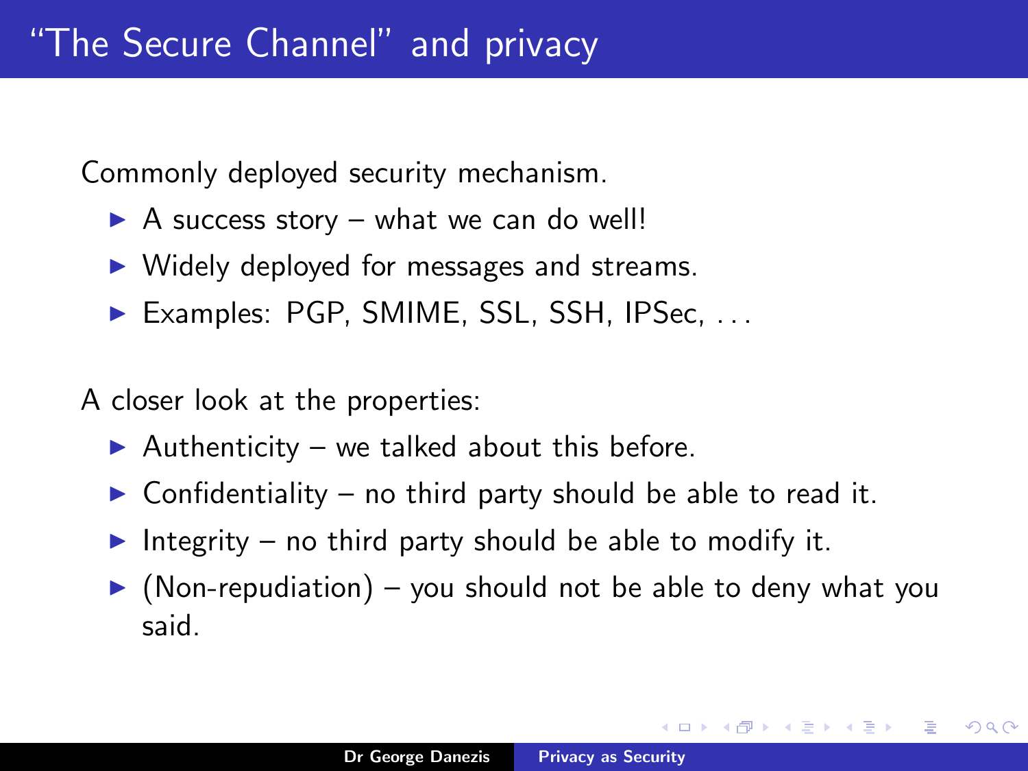# "The Secure Channel" and privacy

Commonly deployed security mechanism.

- A success story – what we can do well!
- Widely deployed for messages and streams.
- Examples: PGP, SMIME, SSL, SSH, IPSec, ...

A closer look at the properties:

- Authenticity – we talked about this before.
- Confidentiality – no third party should be able to read it.
- Integrity – no third party should be able to modify it.
- (Non-repudiation) – you should not be able to deny what you said.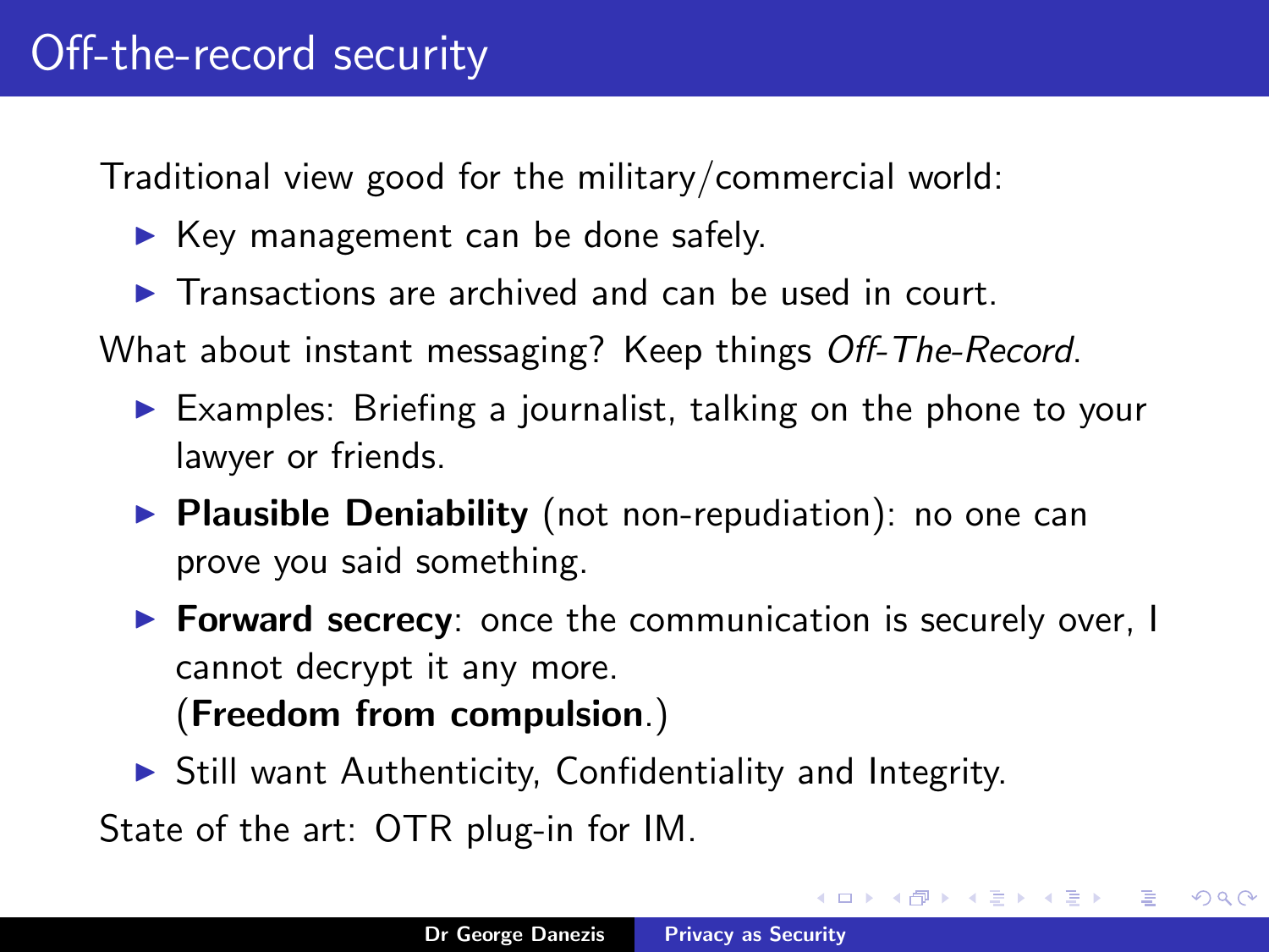# Off-the-record security

Traditional view good for the military/commercial world:

- Key management can be done safely.
- Transactions are archived and can be used in court.

What about instant messaging? Keep things *Off-The-Record*.

- Examples: Briefing a journalist, talking on the phone to your lawyer or friends.
- **Plausible Deniability** (not non-repudiation): no one can prove you said something.
- **Forward secrecy**: once the communication is securely over, I cannot decrypt it any more.
  (**Freedom from compulsion**.)
- Still want Authenticity, Confidentiality and Integrity.

State of the art: OTR plug-in for IM.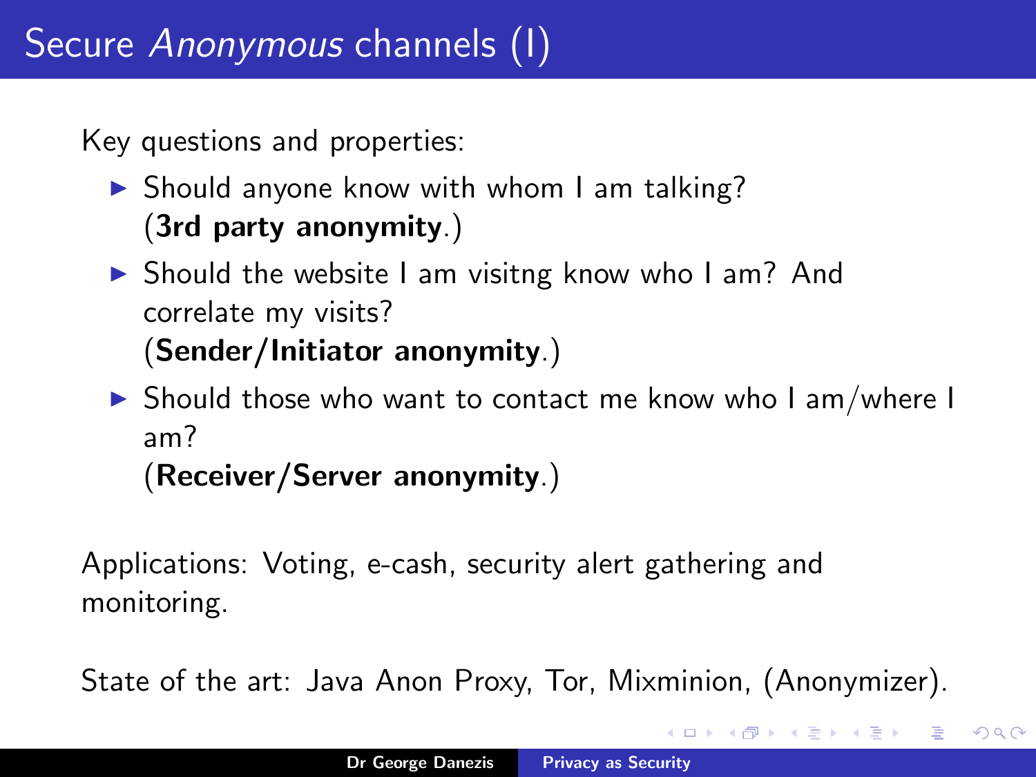# Secure *Anonymous* channels (I)

Key questions and properties:

- Should anyone know with whom I am talking? (**3rd party anonymity**.)
- Should the website I am visitng know who I am? And correlate my visits? (**Sender/Initiator anonymity**.)
- Should those who want to contact me know who I am/where I am? (**Receiver/Server anonymity**.)

Applications: Voting, e-cash, security alert gathering and monitoring.

State of the art: Java Anon Proxy, Tor, Mixminion, (Anonymizer).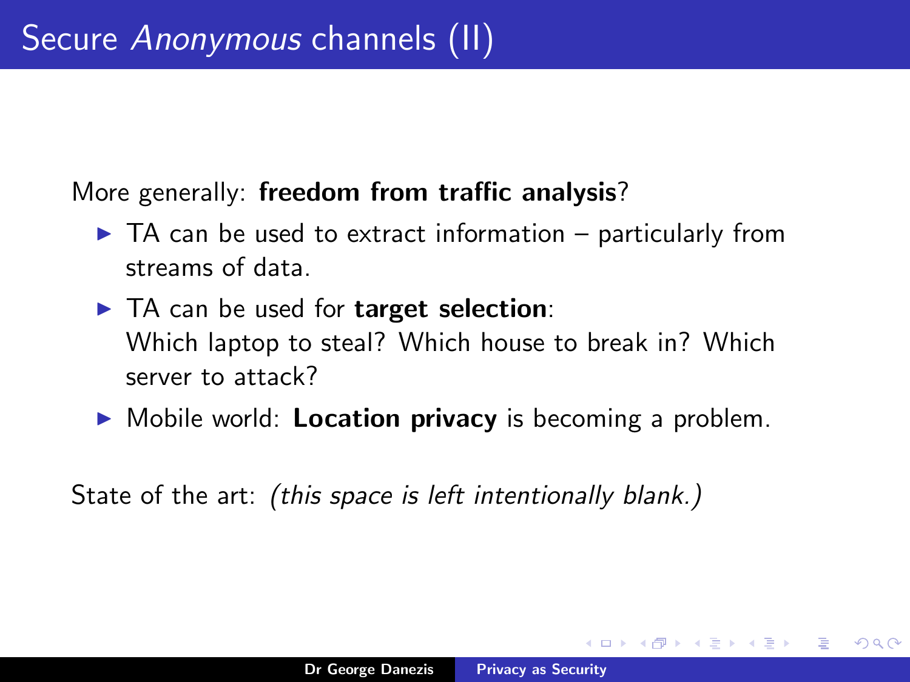# Secure *Anonymous* channels (II)

More generally: **freedom from traffic analysis**?

- TA can be used to extract information – particularly from streams of data.
- TA can be used for **target selection**:
  Which laptop to steal? Which house to break in? Which server to attack?
- Mobile world: **Location privacy** is becoming a problem.

State of the art: *(this space is left intentionally blank.)*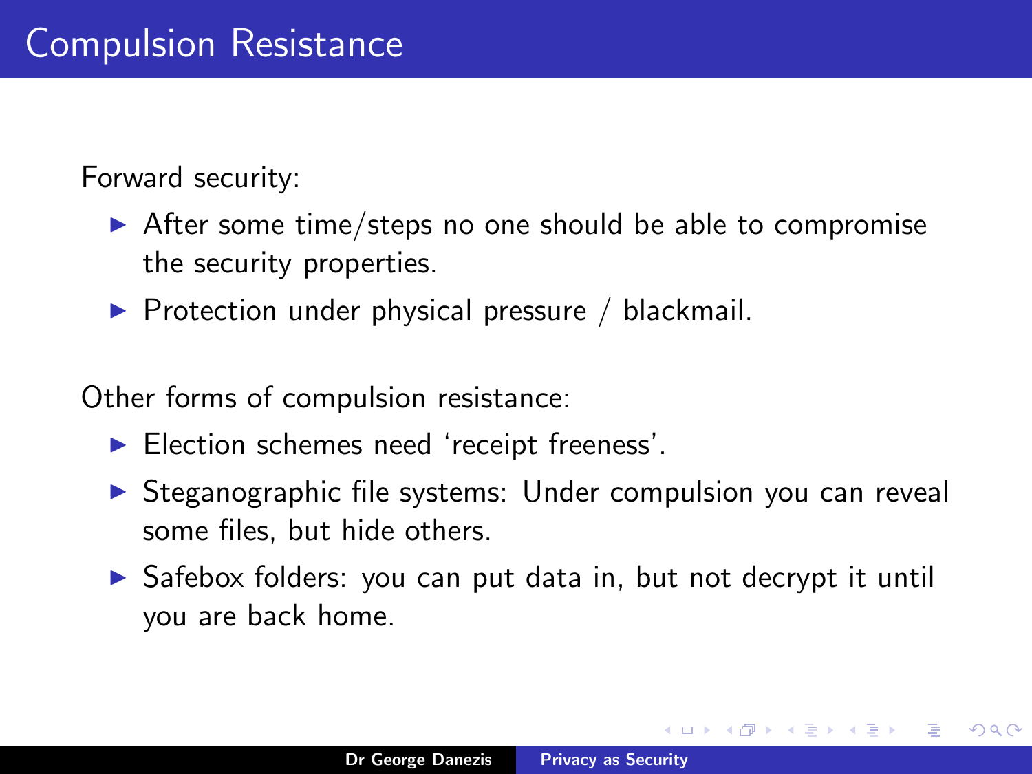# Compulsion Resistance

Forward security:

- After some time/steps no one should be able to compromise the security properties.
- Protection under physical pressure / blackmail.

Other forms of compulsion resistance:

- Election schemes need 'receipt freeness'.
- Steganographic file systems: Under compulsion you can reveal some files, but hide others.
- Safebox folders: you can put data in, but not decrypt it until you are back home.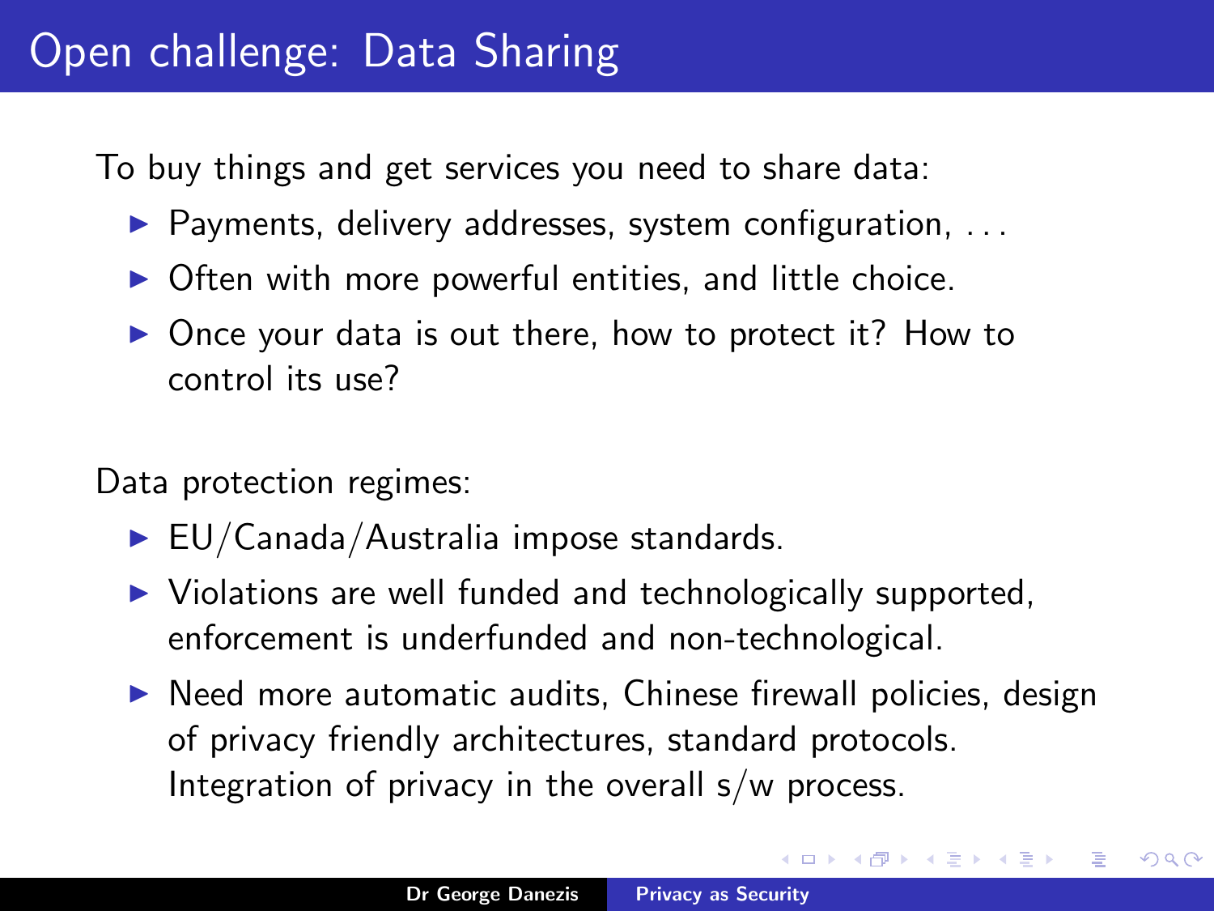# Open challenge: Data Sharing

To buy things and get services you need to share data:

- Payments, delivery addresses, system configuration, ...
- Often with more powerful entities, and little choice.
- Once your data is out there, how to protect it? How to control its use?

Data protection regimes:

- EU/Canada/Australia impose standards.
- Violations are well funded and technologically supported, enforcement is underfunded and non-technological.
- Need more automatic audits, Chinese firewall policies, design of privacy friendly architectures, standard protocols. Integration of privacy in the overall s/w process.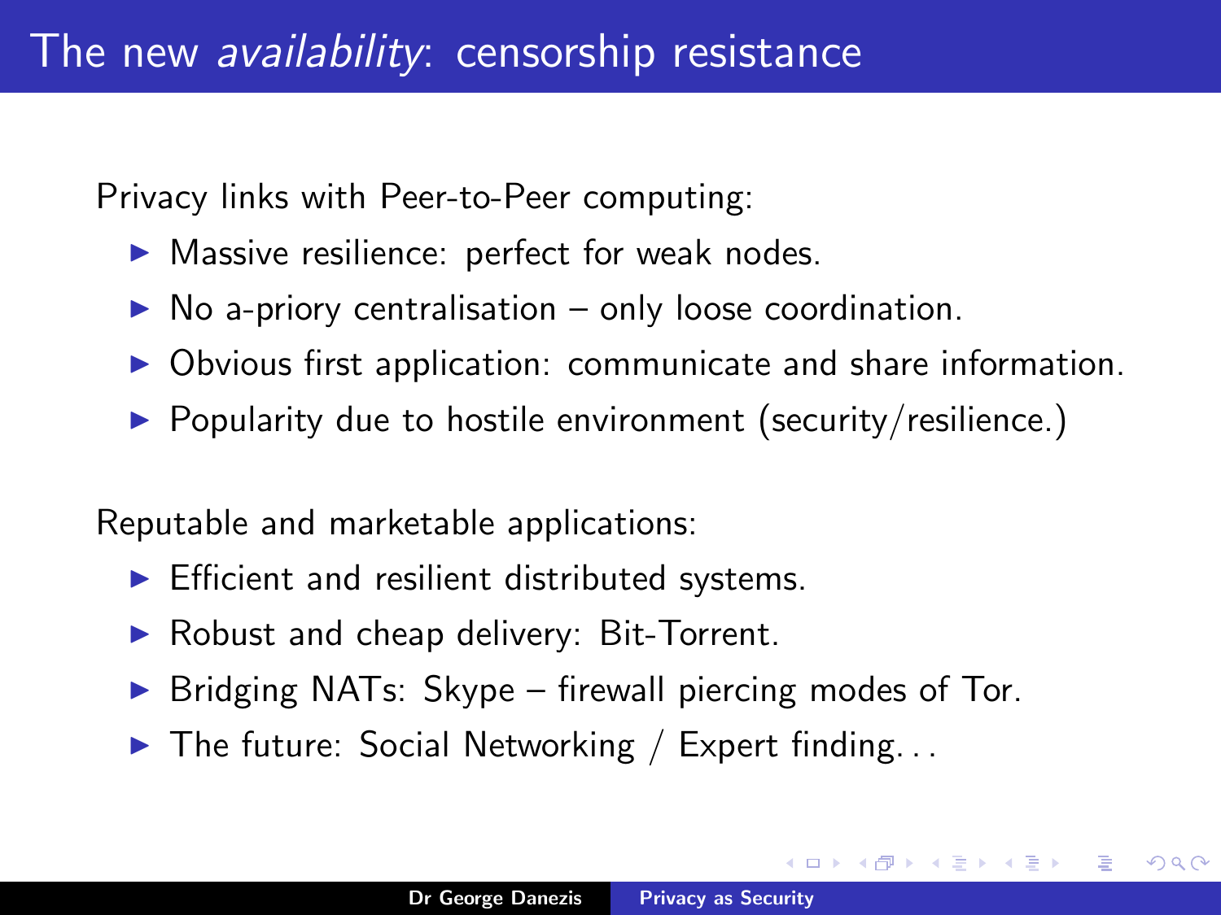# The new *availability*: censorship resistance

Privacy links with Peer-to-Peer computing:

- Massive resilience: perfect for weak nodes.
- No a-priory centralisation – only loose coordination.
- Obvious first application: communicate and share information.
- Popularity due to hostile environment (security/resilience.)

Reputable and marketable applications:

- Efficient and resilient distributed systems.
- Robust and cheap delivery: Bit-Torrent.
- Bridging NATs: Skype – firewall piercing modes of Tor.
- The future: Social Networking / Expert finding...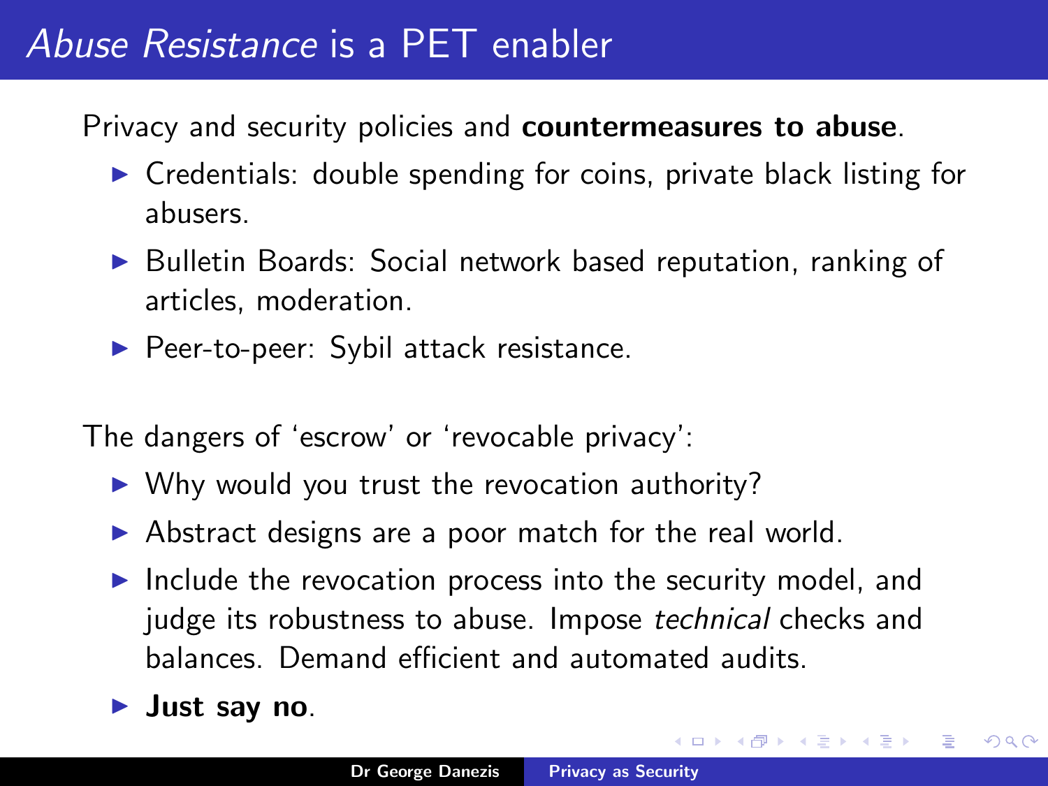# *Abuse Resistance* is a PET enabler

Privacy and security policies and **countermeasures to abuse**.

- Credentials: double spending for coins, private black listing for abusers.
- Bulletin Boards: Social network based reputation, ranking of articles, moderation.
- Peer-to-peer: Sybil attack resistance.

The dangers of 'escrow' or 'revocable privacy':

- Why would you trust the revocation authority?
- Abstract designs are a poor match for the real world.
- Include the revocation process into the security model, and judge its robustness to abuse. Impose *technical* checks and balances. Demand efficient and automated audits.
- **Just say no**.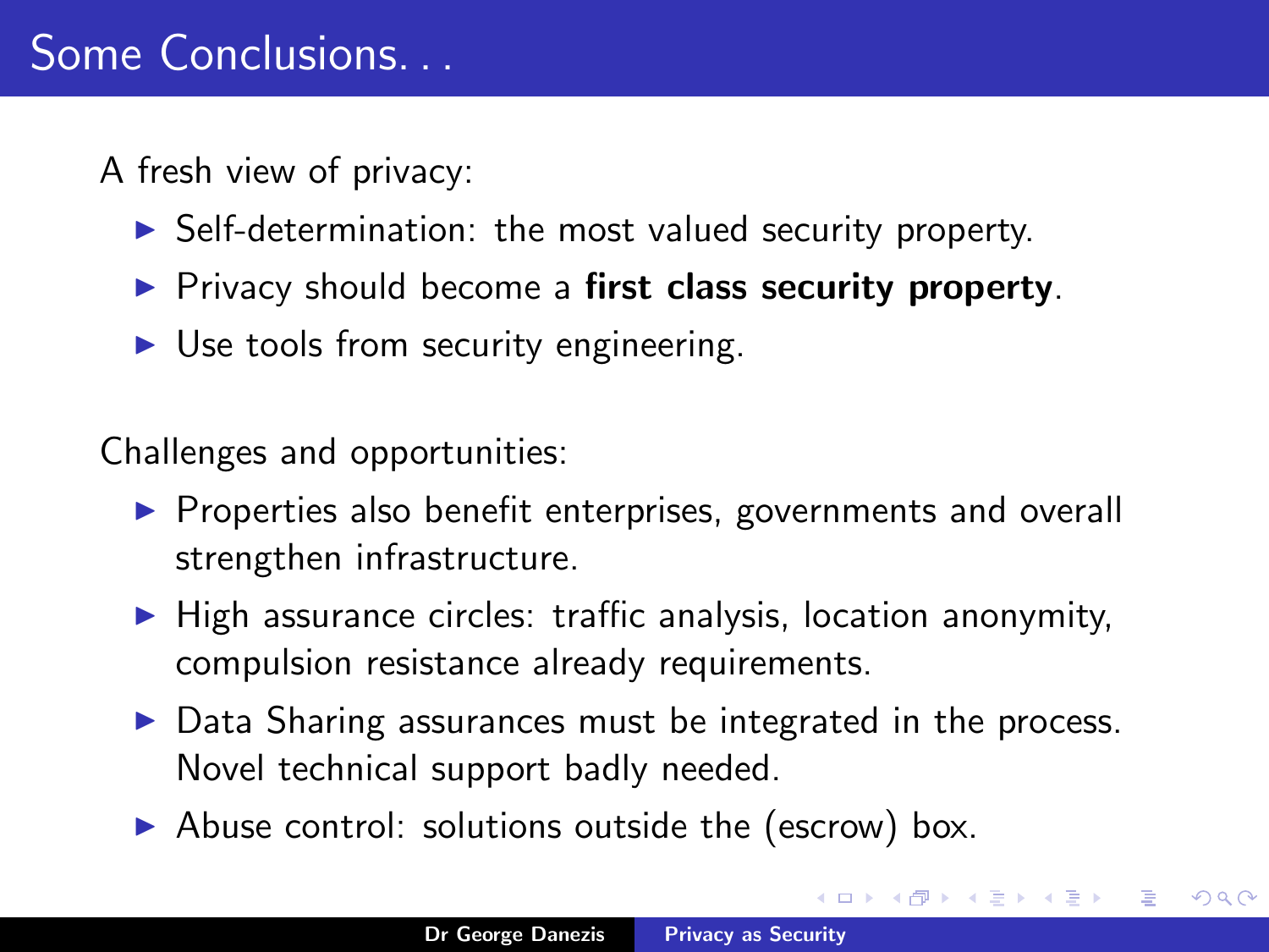# Some Conclusions. . .

A fresh view of privacy:

- Self-determination: the most valued security property.
- Privacy should become a **first class security property**.
- Use tools from security engineering.

Challenges and opportunities:

- Properties also benefit enterprises, governments and overall strengthen infrastructure.
- High assurance circles: traffic analysis, location anonymity, compulsion resistance already requirements.
- Data Sharing assurances must be integrated in the process. Novel technical support badly needed.
- Abuse control: solutions outside the (escrow) box.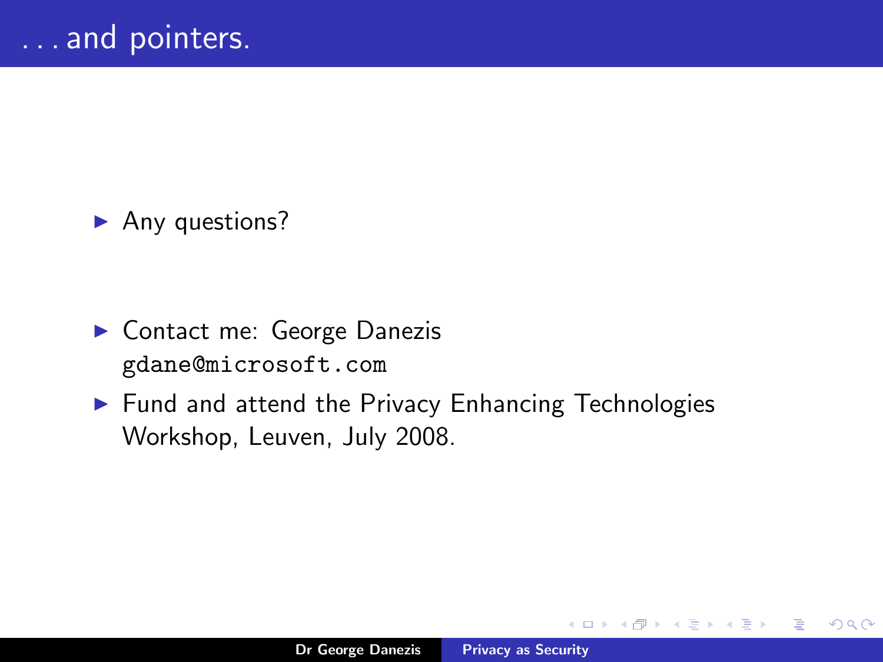# . . . and pointers.

- Any questions?

- Contact me: George Danezis
  `gdane@microsoft.com`
- Fund and attend the Privacy Enhancing Technologies Workshop, Leuven, July 2008.